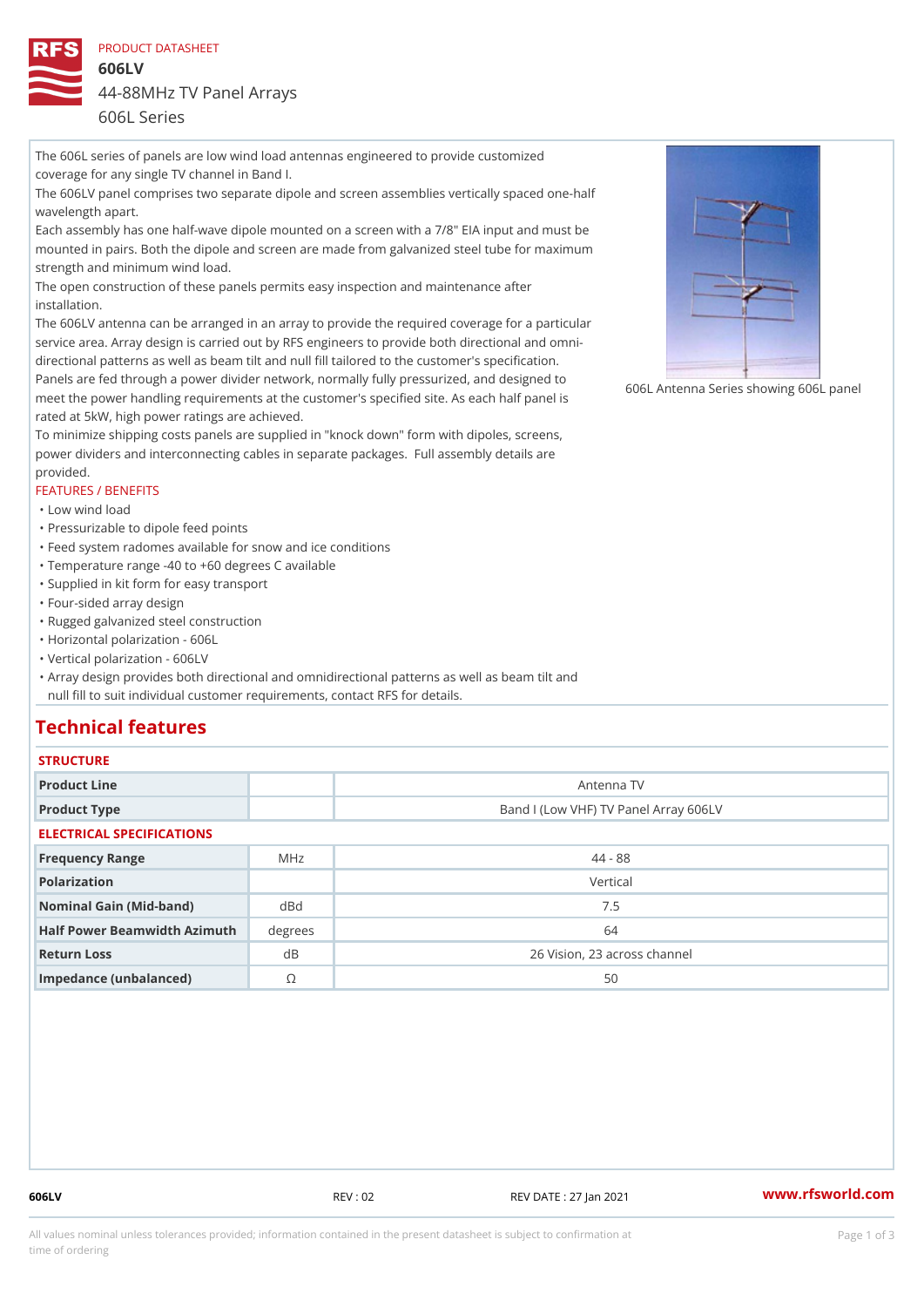PRODUCT DATASHEET

# 606LV

## 44-88MHz TV Panel Arrays

606L Series

The 606L series of panels are low wind load antennas engineered to provide customized coverage for any single TV channel in Band I.

The 606LV panel comprises two separate dipole and screen assemblies vertically spaced one-half wavelength apart.

Each assembly has one half-wave dipole mounted on a screen with a 7/8" EIA input and must be mounted in pairs. Both the dipole and screen are made from galvanized steel tube for maximum strength and minimum wind load.

The open construction of these panels permits easy inspection and maintenance after installation.

The 606LV antenna can be arranged in an array to provide the required coverage for a particular service area. Array design is carried out by RFS engineers to provide both directional and omni-directional patterns as well as beam tilt and null fill tailored to the customer's specification.

Panels are fed through a power divider network, normally fully pressurized, and designed to meet the power handling requirements at the customer's specified site. As each half panel is rated at 5kW, high power ratings are achieved.

To minimize shipping costs panels are supplied in "knock down" form with dipoles, screens, power dividers and interconnecting cables in separate packages. Full assembly details are provided.

606L Antenna Series showing 606L panel

### FEATURES / BENEFITS

- Low wind load
- Pressurizable to dipole feed points
- Feed system radomes available for snow and ice conditions
- Temperature range -40 to +60 degrees C available
- Supplied in kit form for easy transport
- Four-sided array design
- Rugged galvanized steel construction
- Horizontal polarization - 606L
- Vertical polarization - 606LV
- Array design provides both directional and omnidirectional patterns as well as beam tilt and null fill to suit individual customer requirements, contact RFS for details.

## Technical features

### STRUCTURE

| | | |
|---|---|---|
| Product Line | | Antenna TV |
| Product Type | | Band I (Low VHF) TV Panel Array 606LV |

### ELECTRICAL SPECIFICATIONS

| | | |
|---|---|---|
| Frequency Range | MHz | 44 - 88 |
| Polarization | | Vertical |
| Nominal Gain (Mid-band) | dBd | 7.5 |
| Half Power Beamwidth Azimuth | degrees | 64 |
| Return Loss | dB | 26 Vision, 23 across channel |
| Impedance (unbalanced) | Ω | 50 |

606LV REV : 02 REV DATE : 27 Jan 2021 www.rfsworld.com

All values nominal unless tolerances provided; information contained in the present datasheet is subject to confirmation at time of ordering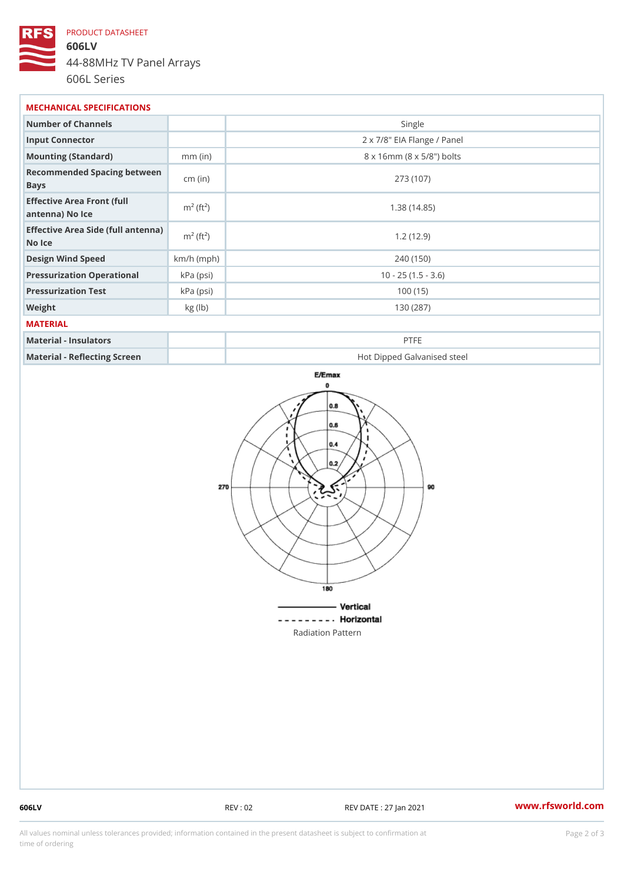PRODUCT DATASHEET

**606LV**

44-88MHz TV Panel Arrays

606L Series

## MECHANICAL SPECIFICATIONS

| | | |
|---|---|---|
| Number of Channels | | Single |
| Input Connector | | 2 x 7/8" EIA Flange / Panel |
| Mounting (Standard) | mm (in) | 8 x 16mm (8 x 5/8") bolts |
| Recommended Spacing between Bays | cm (in) | 273 (107) |
| Effective Area Front (full antenna) No Ice | $m^2$ ($ft^2$) | 1.38 (14.85) |
| Effective Area Side (full antenna) No Ice | $m^2$ ($ft^2$) | 1.2 (12.9) |
| Design Wind Speed | km/h (mph) | 240 (150) |
| Pressurization Operational | kPa (psi) | 10 - 25 (1.5 - 3.6) |
| Pressurization Test | kPa (psi) | 100 (15) |
| Weight | kg (lb) | 130 (287) |

## MATERIAL

| | | |
|---|---|---|
| Material - Insulators | | PTFE |
| Material - Reflecting Screen | | Hot Dipped Galvanised steel |

Radiation Pattern

606LV REV : 02 REV DATE : 27 Jan 2021 www.rfsworld.com

All values nominal unless tolerances provided; information contained in the present datasheet is subject to confirmation at time of ordering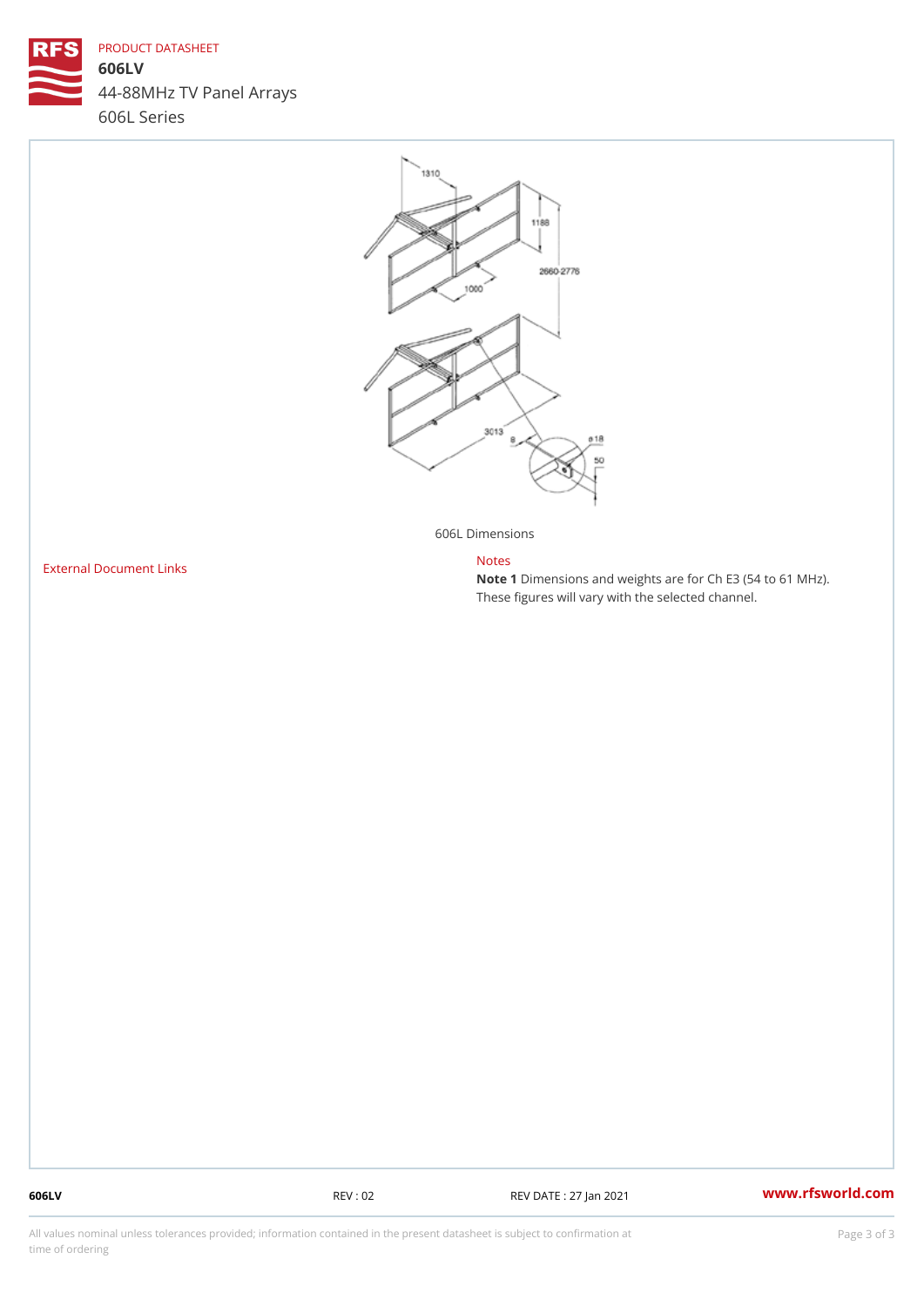PRODUCT DATASHEET

# 606LV

## 44-88MHz TV Panel Arrays

## 606L Series

1310

1188

2660-2776

1000

3013

8

ø18

50

606L Dimensions

External Document Links

**Notes**

**Note 1** Dimensions and weights are for Ch E3 (54 to 61 MHz). These figures will vary with the selected channel.

606LV REV : 02 REV DATE : 27 Jan 2021 www.rfsworld.com

All values nominal unless tolerances provided; information contained in the present datasheet is subject to confirmation at time of ordering